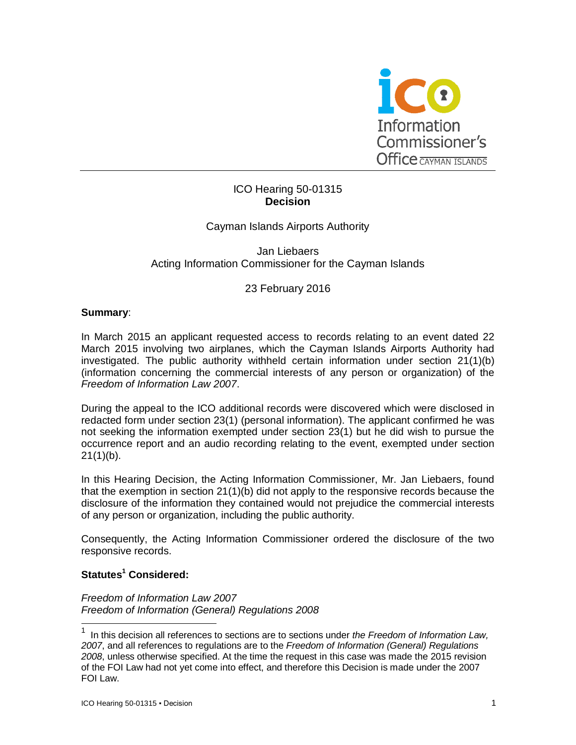ICO Hearing 50-01315
**Decision**

Cayman Islands Airports Authority

Jan Liebaers
Acting Information Commissioner for the Cayman Islands

23 February 2016

**Summary**:

In March 2015 an applicant requested access to records relating to an event dated 22 March 2015 involving two airplanes, which the Cayman Islands Airports Authority had investigated. The public authority withheld certain information under section 21(1)(b) (information concerning the commercial interests of any person or organization) of the *Freedom of Information Law 2007*.

During the appeal to the ICO additional records were discovered which were disclosed in redacted form under section 23(1) (personal information). The applicant confirmed he was not seeking the information exempted under section 23(1) but he did wish to pursue the occurrence report and an audio recording relating to the event, exempted under section 21(1)(b).

In this Hearing Decision, the Acting Information Commissioner, Mr. Jan Liebaers, found that the exemption in section 21(1)(b) did not apply to the responsive records because the disclosure of the information they contained would not prejudice the commercial interests of any person or organization, including the public authority.

Consequently, the Acting Information Commissioner ordered the disclosure of the two responsive records.

**Statutes[1] Considered:**

*Freedom of Information Law 2007*
*Freedom of Information (General) Regulations 2008*

[1] In this decision all references to sections are to sections under *the Freedom of Information Law, 2007*, and all references to regulations are to the *Freedom of Information (General) Regulations 2008*, unless otherwise specified. At the time the request in this case was made the 2015 revision of the FOI Law had not yet come into effect, and therefore this Decision is made under the 2007 FOI Law.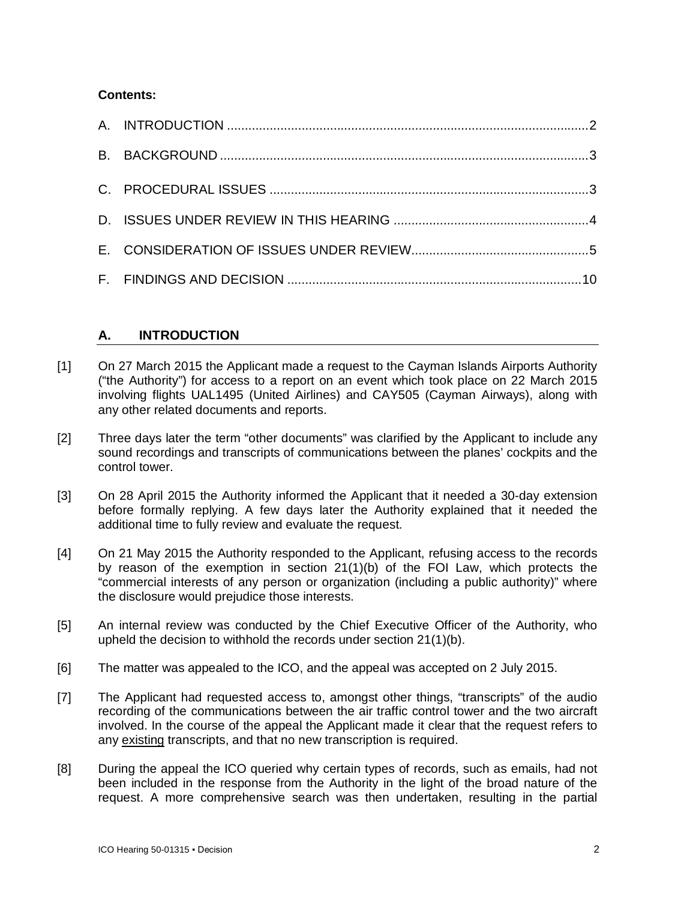**Contents:**

A. INTRODUCTION ..... 2

B. BACKGROUND ..... 3

C. PROCEDURAL ISSUES ..... 3

D. ISSUES UNDER REVIEW IN THIS HEARING ..... 4

E. CONSIDERATION OF ISSUES UNDER REVIEW ..... 5

F. FINDINGS AND DECISION ..... 10

## A. INTRODUCTION

[1] On 27 March 2015 the Applicant made a request to the Cayman Islands Airports Authority ("the Authority") for access to a report on an event which took place on 22 March 2015 involving flights UAL1495 (United Airlines) and CAY505 (Cayman Airways), along with any other related documents and reports.

[2] Three days later the term "other documents" was clarified by the Applicant to include any sound recordings and transcripts of communications between the planes' cockpits and the control tower.

[3] On 28 April 2015 the Authority informed the Applicant that it needed a 30-day extension before formally replying. A few days later the Authority explained that it needed the additional time to fully review and evaluate the request.

[4] On 21 May 2015 the Authority responded to the Applicant, refusing access to the records by reason of the exemption in section 21(1)(b) of the FOI Law, which protects the "commercial interests of any person or organization (including a public authority)" where the disclosure would prejudice those interests.

[5] An internal review was conducted by the Chief Executive Officer of the Authority, who upheld the decision to withhold the records under section 21(1)(b).

[6] The matter was appealed to the ICO, and the appeal was accepted on 2 July 2015.

[7] The Applicant had requested access to, amongst other things, "transcripts" of the audio recording of the communications between the air traffic control tower and the two aircraft involved. In the course of the appeal the Applicant made it clear that the request refers to any existing transcripts, and that no new transcription is required.

[8] During the appeal the ICO queried why certain types of records, such as emails, had not been included in the response from the Authority in the light of the broad nature of the request. A more comprehensive search was then undertaken, resulting in the partial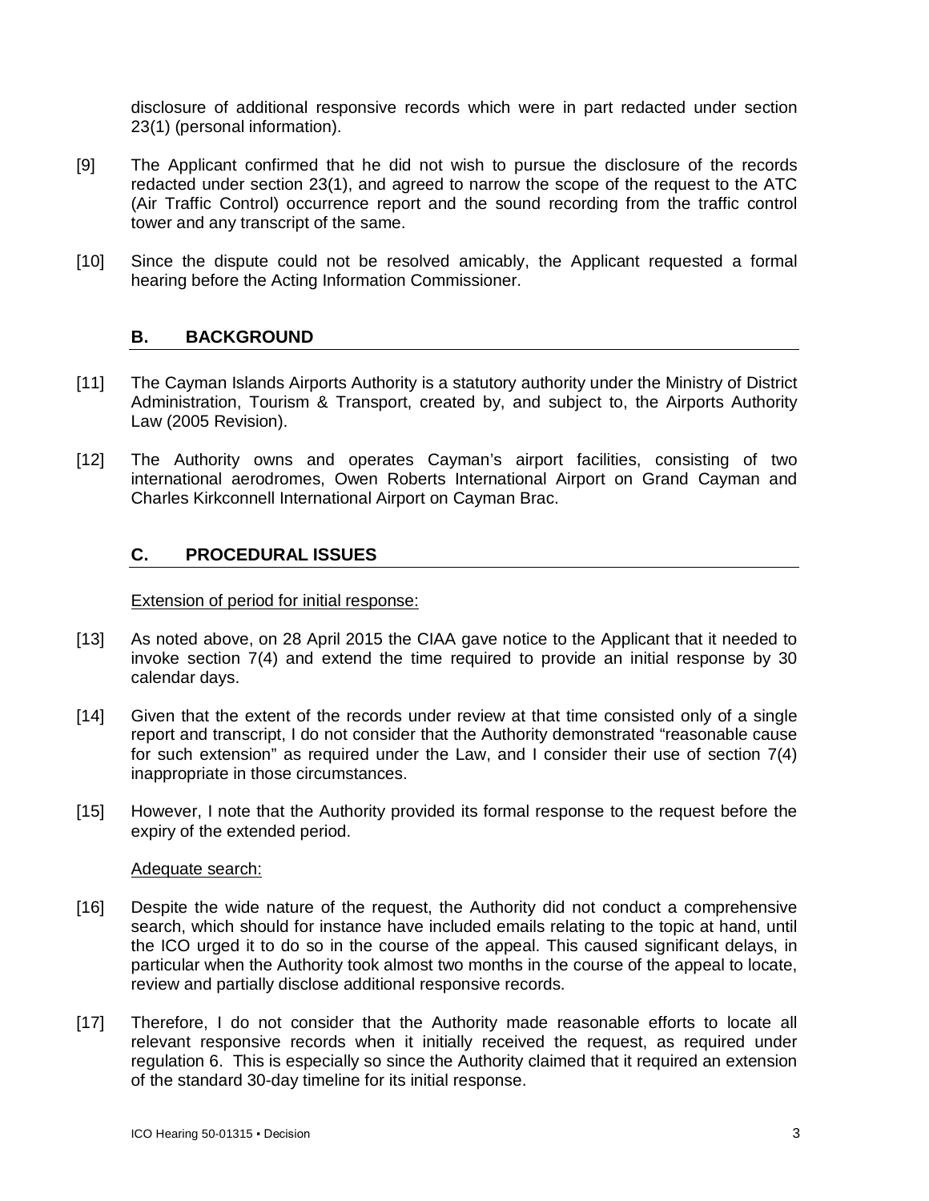disclosure of additional responsive records which were in part redacted under section 23(1) (personal information).

[9] The Applicant confirmed that he did not wish to pursue the disclosure of the records redacted under section 23(1), and agreed to narrow the scope of the request to the ATC (Air Traffic Control) occurrence report and the sound recording from the traffic control tower and any transcript of the same.

[10] Since the dispute could not be resolved amicably, the Applicant requested a formal hearing before the Acting Information Commissioner.

## B. BACKGROUND

[11] The Cayman Islands Airports Authority is a statutory authority under the Ministry of District Administration, Tourism & Transport, created by, and subject to, the Airports Authority Law (2005 Revision).

[12] The Authority owns and operates Cayman's airport facilities, consisting of two international aerodromes, Owen Roberts International Airport on Grand Cayman and Charles Kirkconnell International Airport on Cayman Brac.

## C. PROCEDURAL ISSUES

Extension of period for initial response:

[13] As noted above, on 28 April 2015 the CIAA gave notice to the Applicant that it needed to invoke section 7(4) and extend the time required to provide an initial response by 30 calendar days.

[14] Given that the extent of the records under review at that time consisted only of a single report and transcript, I do not consider that the Authority demonstrated "reasonable cause for such extension" as required under the Law, and I consider their use of section 7(4) inappropriate in those circumstances.

[15] However, I note that the Authority provided its formal response to the request before the expiry of the extended period.

Adequate search:

[16] Despite the wide nature of the request, the Authority did not conduct a comprehensive search, which should for instance have included emails relating to the topic at hand, until the ICO urged it to do so in the course of the appeal. This caused significant delays, in particular when the Authority took almost two months in the course of the appeal to locate, review and partially disclose additional responsive records.

[17] Therefore, I do not consider that the Authority made reasonable efforts to locate all relevant responsive records when it initially received the request, as required under regulation 6. This is especially so since the Authority claimed that it required an extension of the standard 30-day timeline for its initial response.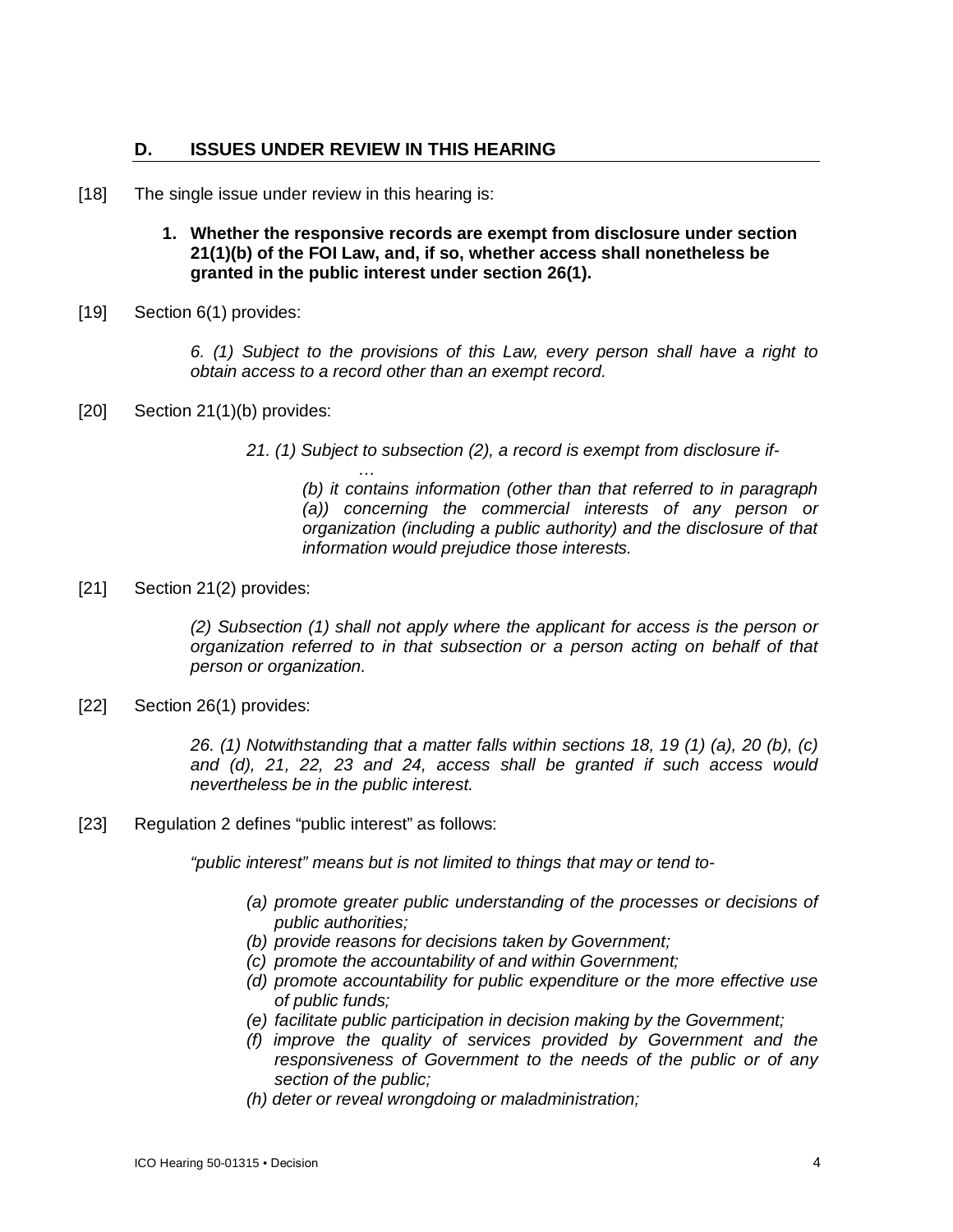## D. ISSUES UNDER REVIEW IN THIS HEARING

[18] The single issue under review in this hearing is:

1. **Whether the responsive records are exempt from disclosure under section 21(1)(b) of the FOI Law, and, if so, whether access shall nonetheless be granted in the public interest under section 26(1).**

[19] Section 6(1) provides:

> *6. (1) Subject to the provisions of this Law, every person shall have a right to obtain access to a record other than an exempt record.*

[20] Section 21(1)(b) provides:

> *21. (1) Subject to subsection (2), a record is exempt from disclosure if-*
>
> *…*
>
> *(b) it contains information (other than that referred to in paragraph (a)) concerning the commercial interests of any person or organization (including a public authority) and the disclosure of that information would prejudice those interests.*

[21] Section 21(2) provides:

> *(2) Subsection (1) shall not apply where the applicant for access is the person or organization referred to in that subsection or a person acting on behalf of that person or organization.*

[22] Section 26(1) provides:

> *26. (1) Notwithstanding that a matter falls within sections 18, 19 (1) (a), 20 (b), (c) and (d), 21, 22, 23 and 24, access shall be granted if such access would nevertheless be in the public interest.*

[23] Regulation 2 defines "public interest" as follows:

> *"public interest" means but is not limited to things that may or tend to-*
>
> *(a) promote greater public understanding of the processes or decisions of public authorities;*
> *(b) provide reasons for decisions taken by Government;*
> *(c) promote the accountability of and within Government;*
> *(d) promote accountability for public expenditure or the more effective use of public funds;*
> *(e) facilitate public participation in decision making by the Government;*
> *(f) improve the quality of services provided by Government and the responsiveness of Government to the needs of the public or of any section of the public;*
> *(h) deter or reveal wrongdoing or maladministration;*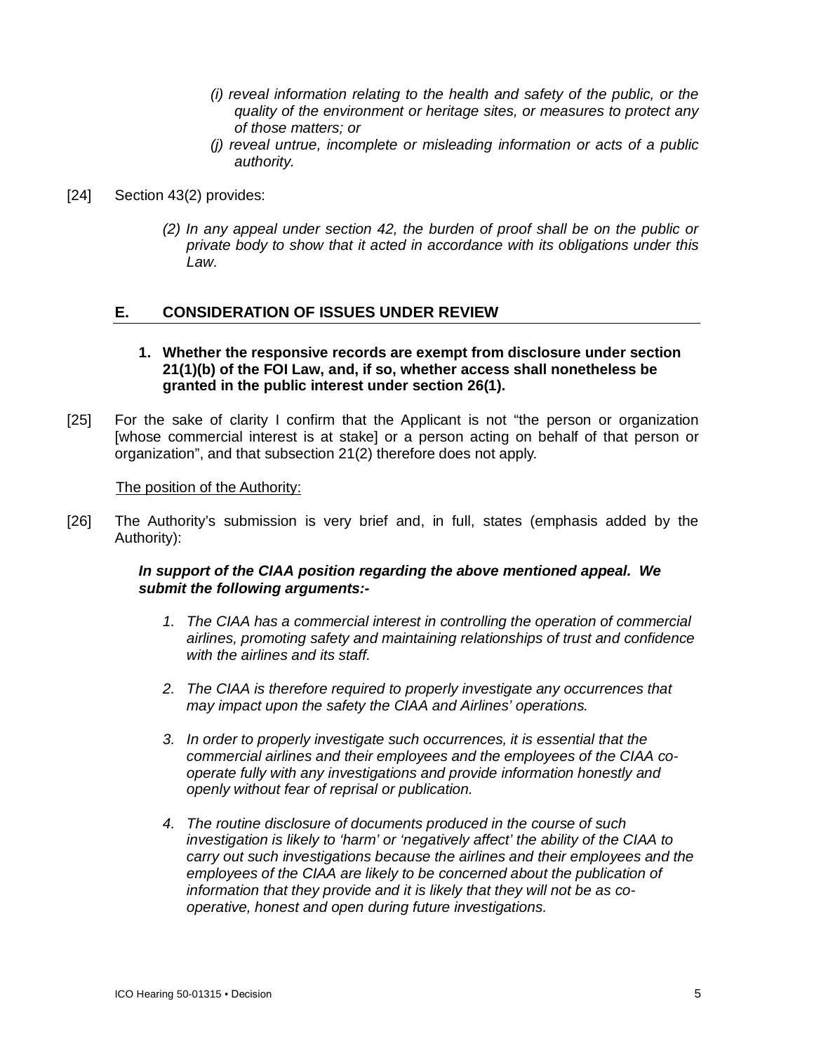*(i) reveal information relating to the health and safety of the public, or the quality of the environment or heritage sites, or measures to protect any of those matters; or*

*(j) reveal untrue, incomplete or misleading information or acts of a public authority.*

[24] Section 43(2) provides:

*(2) In any appeal under section 42, the burden of proof shall be on the public or private body to show that it acted in accordance with its obligations under this Law.*

## E. CONSIDERATION OF ISSUES UNDER REVIEW

### 1. Whether the responsive records are exempt from disclosure under section 21(1)(b) of the FOI Law, and, if so, whether access shall nonetheless be granted in the public interest under section 26(1).

[25] For the sake of clarity I confirm that the Applicant is not "the person or organization [whose commercial interest is at stake] or a person acting on behalf of that person or organization", and that subsection 21(2) therefore does not apply.

The position of the Authority:

[26] The Authority's submission is very brief and, in full, states (emphasis added by the Authority):

***In support of the CIAA position regarding the above mentioned appeal. We submit the following arguments:-***

1. *The CIAA has a commercial interest in controlling the operation of commercial airlines, promoting safety and maintaining relationships of trust and confidence with the airlines and its staff.*

2. *The CIAA is therefore required to properly investigate any occurrences that may impact upon the safety the CIAA and Airlines' operations.*

3. *In order to properly investigate such occurrences, it is essential that the commercial airlines and their employees and the employees of the CIAA co-operate fully with any investigations and provide information honestly and openly without fear of reprisal or publication.*

4. *The routine disclosure of documents produced in the course of such investigation is likely to 'harm' or 'negatively affect' the ability of the CIAA to carry out such investigations because the airlines and their employees and the employees of the CIAA are likely to be concerned about the publication of information that they provide and it is likely that they will not be as co-operative, honest and open during future investigations.*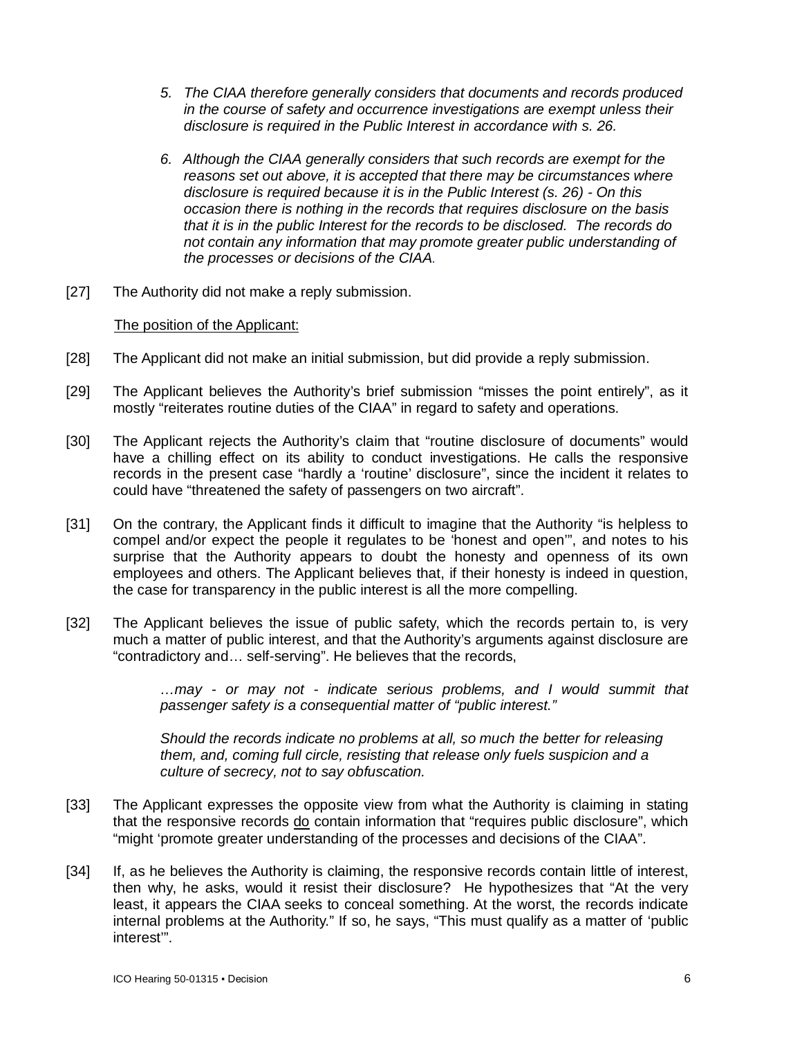5. *The CIAA therefore generally considers that documents and records produced in the course of safety and occurrence investigations are exempt unless their disclosure is required in the Public Interest in accordance with s. 26.*

6. *Although the CIAA generally considers that such records are exempt for the reasons set out above, it is accepted that there may be circumstances where disclosure is required because it is in the Public Interest (s. 26) - On this occasion there is nothing in the records that requires disclosure on the basis that it is in the public Interest for the records to be disclosed. The records do not contain any information that may promote greater public understanding of the processes or decisions of the CIAA.*

[27] The Authority did not make a reply submission.

The position of the Applicant:

[28] The Applicant did not make an initial submission, but did provide a reply submission.

[29] The Applicant believes the Authority's brief submission "misses the point entirely", as it mostly "reiterates routine duties of the CIAA" in regard to safety and operations.

[30] The Applicant rejects the Authority's claim that "routine disclosure of documents" would have a chilling effect on its ability to conduct investigations. He calls the responsive records in the present case "hardly a 'routine' disclosure", since the incident it relates to could have "threatened the safety of passengers on two aircraft".

[31] On the contrary, the Applicant finds it difficult to imagine that the Authority "is helpless to compel and/or expect the people it regulates to be 'honest and open'", and notes to his surprise that the Authority appears to doubt the honesty and openness of its own employees and others. The Applicant believes that, if their honesty is indeed in question, the case for transparency in the public interest is all the more compelling.

[32] The Applicant believes the issue of public safety, which the records pertain to, is very much a matter of public interest, and that the Authority's arguments against disclosure are "contradictory and… self-serving". He believes that the records,

> *…may - or may not - indicate serious problems, and I would summit that passenger safety is a consequential matter of "public interest."*
>
> *Should the records indicate no problems at all, so much the better for releasing them, and, coming full circle, resisting that release only fuels suspicion and a culture of secrecy, not to say obfuscation.*

[33] The Applicant expresses the opposite view from what the Authority is claiming in stating that the responsive records do contain information that "requires public disclosure", which "might 'promote greater understanding of the processes and decisions of the CIAA".

[34] If, as he believes the Authority is claiming, the responsive records contain little of interest, then why, he asks, would it resist their disclosure? He hypothesizes that "At the very least, it appears the CIAA seeks to conceal something. At the worst, the records indicate internal problems at the Authority." If so, he says, "This must qualify as a matter of 'public interest'".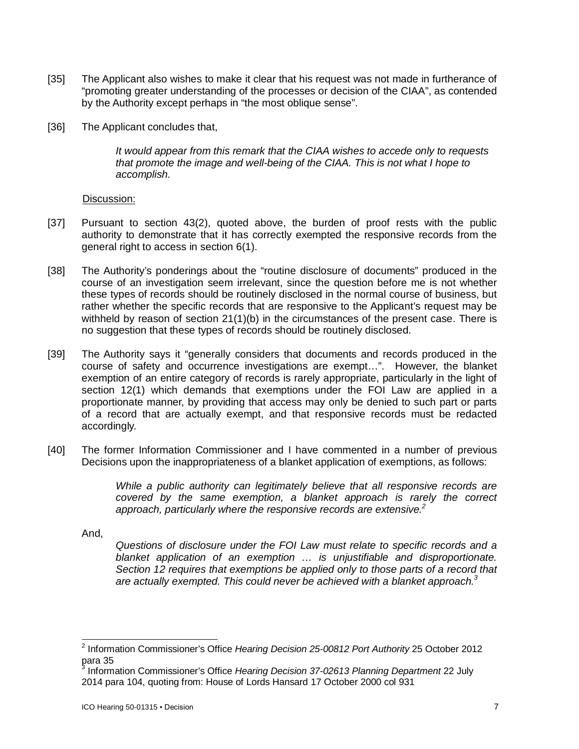[35] The Applicant also wishes to make it clear that his request was not made in furtherance of "promoting greater understanding of the processes or decision of the CIAA", as contended by the Authority except perhaps in "the most oblique sense".

[36] The Applicant concludes that,

> *It would appear from this remark that the CIAA wishes to accede only to requests that promote the image and well-being of the CIAA. This is not what I hope to accomplish.*

Discussion:

[37] Pursuant to section 43(2), quoted above, the burden of proof rests with the public authority to demonstrate that it has correctly exempted the responsive records from the general right to access in section 6(1).

[38] The Authority's ponderings about the "routine disclosure of documents" produced in the course of an investigation seem irrelevant, since the question before me is not whether these types of records should be routinely disclosed in the normal course of business, but rather whether the specific records that are responsive to the Applicant's request may be withheld by reason of section 21(1)(b) in the circumstances of the present case. There is no suggestion that these types of records should be routinely disclosed.

[39] The Authority says it "generally considers that documents and records produced in the course of safety and occurrence investigations are exempt…". However, the blanket exemption of an entire category of records is rarely appropriate, particularly in the light of section 12(1) which demands that exemptions under the FOI Law are applied in a proportionate manner, by providing that access may only be denied to such part or parts of a record that are actually exempt, and that responsive records must be redacted accordingly.

[40] The former Information Commissioner and I have commented in a number of previous Decisions upon the inappropriateness of a blanket application of exemptions, as follows:

> *While a public authority can legitimately believe that all responsive records are covered by the same exemption, a blanket approach is rarely the correct approach, particularly where the responsive records are extensive.*[2]

And,

> *Questions of disclosure under the FOI Law must relate to specific records and a blanket application of an exemption … is unjustifiable and disproportionate. Section 12 requires that exemptions be applied only to those parts of a record that are actually exempted. This could never be achieved with a blanket approach.*[3]

---

[2] Information Commissioner's Office *Hearing Decision 25-00812 Port Authority* 25 October 2012 para 35

[3] Information Commissioner's Office *Hearing Decision 37-02613 Planning Department* 22 July 2014 para 104, quoting from: House of Lords Hansard 17 October 2000 col 931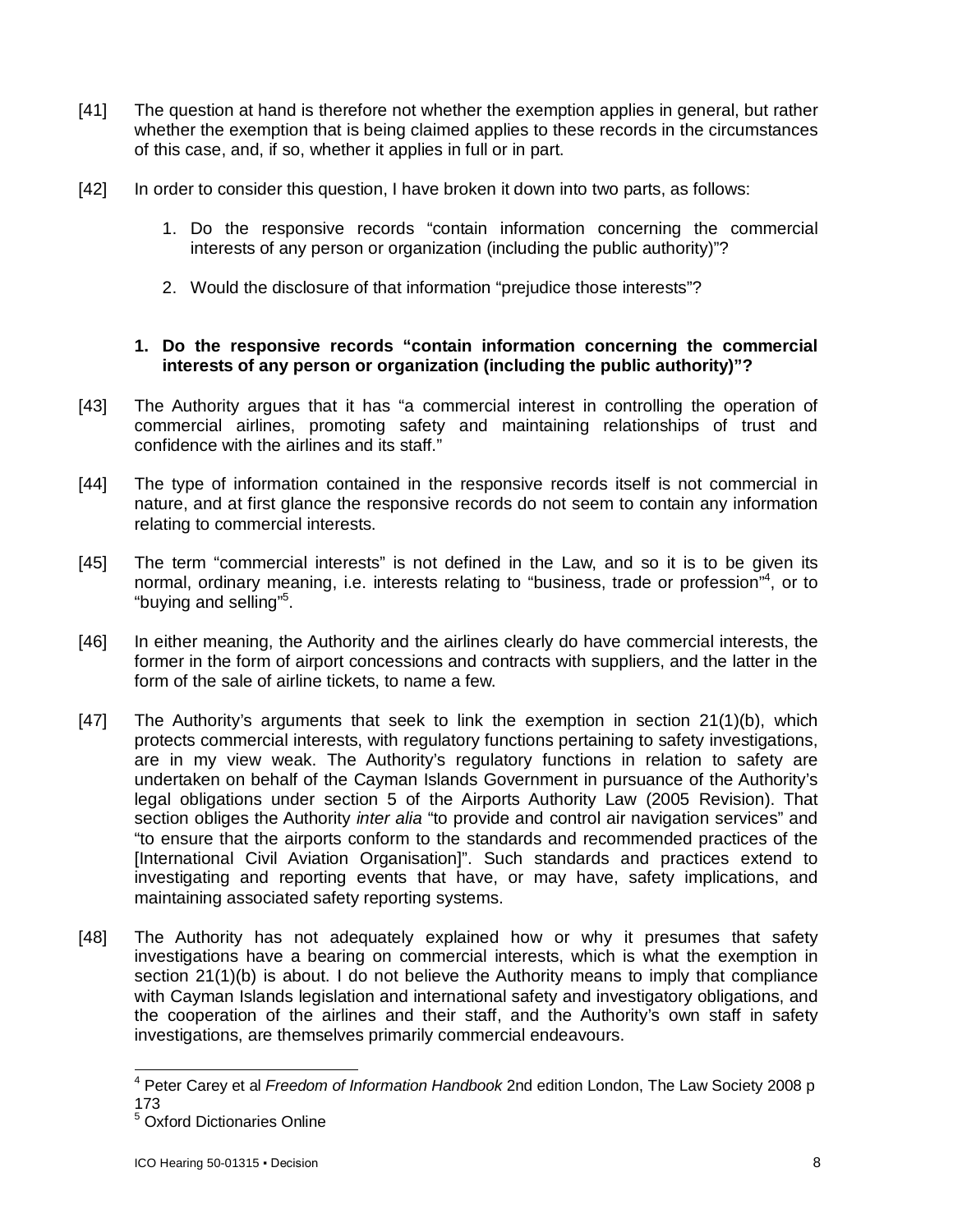[41] The question at hand is therefore not whether the exemption applies in general, but rather whether the exemption that is being claimed applies to these records in the circumstances of this case, and, if so, whether it applies in full or in part.

[42] In order to consider this question, I have broken it down into two parts, as follows:

1. Do the responsive records "contain information concerning the commercial interests of any person or organization (including the public authority)"?

2. Would the disclosure of that information "prejudice those interests"?

**1. Do the responsive records "contain information concerning the commercial interests of any person or organization (including the public authority)"?**

[43] The Authority argues that it has "a commercial interest in controlling the operation of commercial airlines, promoting safety and maintaining relationships of trust and confidence with the airlines and its staff."

[44] The type of information contained in the responsive records itself is not commercial in nature, and at first glance the responsive records do not seem to contain any information relating to commercial interests.

[45] The term "commercial interests" is not defined in the Law, and so it is to be given its normal, ordinary meaning, i.e. interests relating to "business, trade or profession"[4], or to "buying and selling"[5].

[46] In either meaning, the Authority and the airlines clearly do have commercial interests, the former in the form of airport concessions and contracts with suppliers, and the latter in the form of the sale of airline tickets, to name a few.

[47] The Authority's arguments that seek to link the exemption in section 21(1)(b), which protects commercial interests, with regulatory functions pertaining to safety investigations, are in my view weak. The Authority's regulatory functions in relation to safety are undertaken on behalf of the Cayman Islands Government in pursuance of the Authority's legal obligations under section 5 of the Airports Authority Law (2005 Revision). That section obliges the Authority *inter alia* "to provide and control air navigation services" and "to ensure that the airports conform to the standards and recommended practices of the [International Civil Aviation Organisation]". Such standards and practices extend to investigating and reporting events that have, or may have, safety implications, and maintaining associated safety reporting systems.

[48] The Authority has not adequately explained how or why it presumes that safety investigations have a bearing on commercial interests, which is what the exemption in section 21(1)(b) is about. I do not believe the Authority means to imply that compliance with Cayman Islands legislation and international safety and investigatory obligations, and the cooperation of the airlines and their staff, and the Authority's own staff in safety investigations, are themselves primarily commercial endeavours.

---

[4] Peter Carey et al *Freedom of Information Handbook* 2nd edition London, The Law Society 2008 p 173

[5] Oxford Dictionaries Online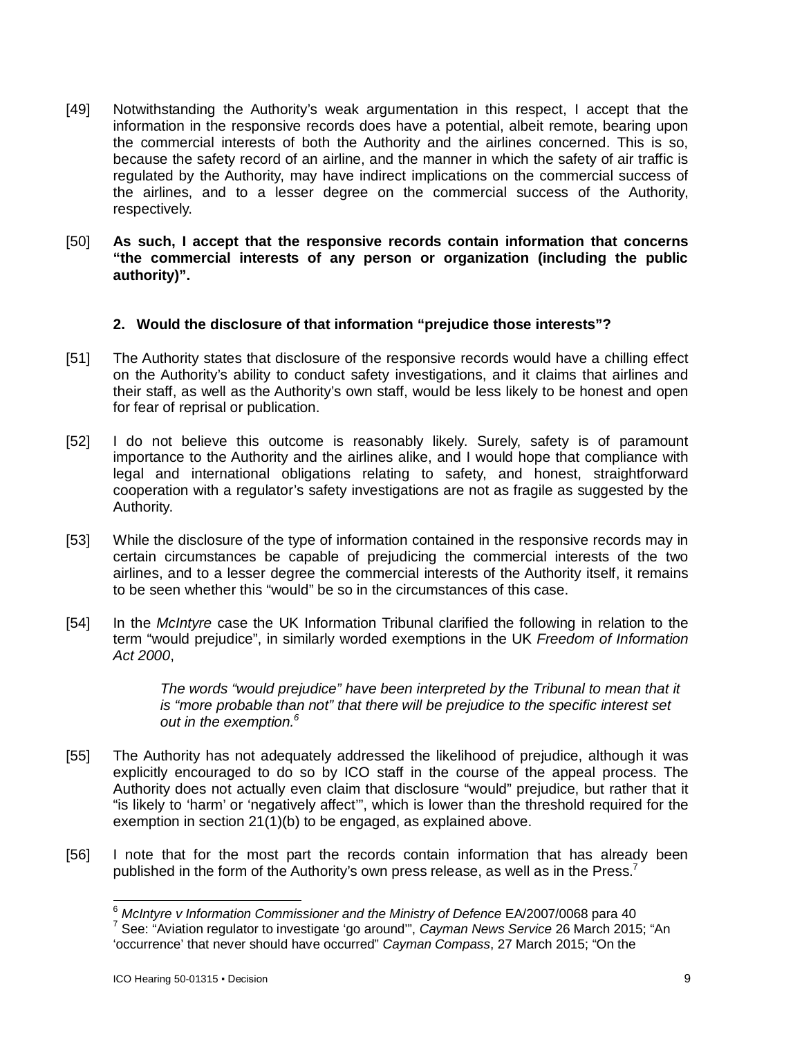[49] Notwithstanding the Authority's weak argumentation in this respect, I accept that the information in the responsive records does have a potential, albeit remote, bearing upon the commercial interests of both the Authority and the airlines concerned. This is so, because the safety record of an airline, and the manner in which the safety of air traffic is regulated by the Authority, may have indirect implications on the commercial success of the airlines, and to a lesser degree on the commercial success of the Authority, respectively.

[50] **As such, I accept that the responsive records contain information that concerns "the commercial interests of any person or organization (including the public authority)".**

### 2. Would the disclosure of that information "prejudice those interests"?

[51] The Authority states that disclosure of the responsive records would have a chilling effect on the Authority's ability to conduct safety investigations, and it claims that airlines and their staff, as well as the Authority's own staff, would be less likely to be honest and open for fear of reprisal or publication.

[52] I do not believe this outcome is reasonably likely. Surely, safety is of paramount importance to the Authority and the airlines alike, and I would hope that compliance with legal and international obligations relating to safety, and honest, straightforward cooperation with a regulator's safety investigations are not as fragile as suggested by the Authority.

[53] While the disclosure of the type of information contained in the responsive records may in certain circumstances be capable of prejudicing the commercial interests of the two airlines, and to a lesser degree the commercial interests of the Authority itself, it remains to be seen whether this "would" be so in the circumstances of this case.

[54] In the *McIntyre* case the UK Information Tribunal clarified the following in relation to the term "would prejudice", in similarly worded exemptions in the UK *Freedom of Information Act 2000*,

> *The words "would prejudice" have been interpreted by the Tribunal to mean that it is "more probable than not" that there will be prejudice to the specific interest set out in the exemption.*[6]

[55] The Authority has not adequately addressed the likelihood of prejudice, although it was explicitly encouraged to do so by ICO staff in the course of the appeal process. The Authority does not actually even claim that disclosure "would" prejudice, but rather that it "is likely to 'harm' or 'negatively affect'", which is lower than the threshold required for the exemption in section 21(1)(b) to be engaged, as explained above.

[56] I note that for the most part the records contain information that has already been published in the form of the Authority's own press release, as well as in the Press.[7]

---

[6] *McIntyre v Information Commissioner and the Ministry of Defence* EA/2007/0068 para 40

[7] See: "Aviation regulator to investigate 'go around'", *Cayman News Service* 26 March 2015; "An 'occurrence' that never should have occurred" *Cayman Compass*, 27 March 2015; "On the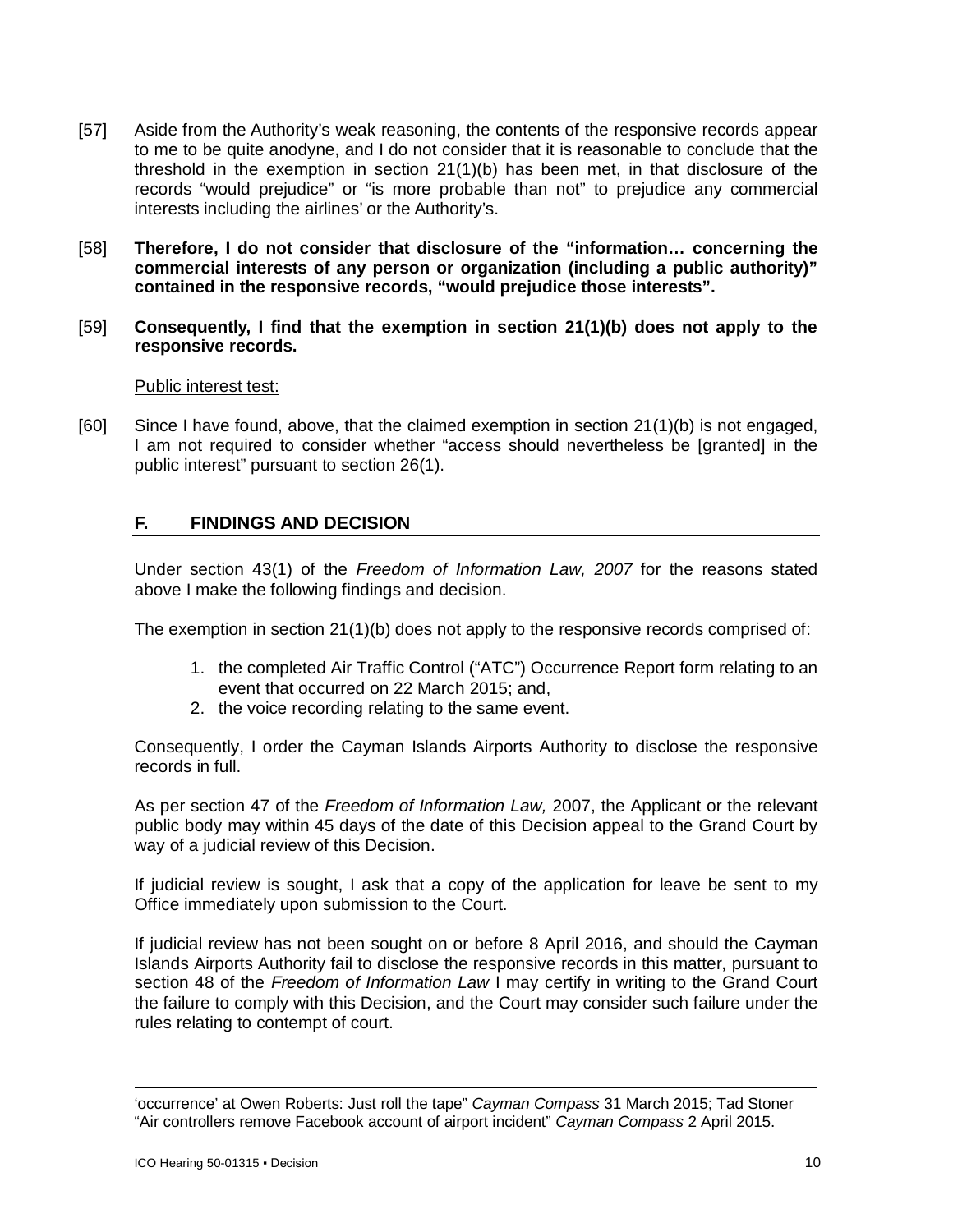[57] Aside from the Authority's weak reasoning, the contents of the responsive records appear to me to be quite anodyne, and I do not consider that it is reasonable to conclude that the threshold in the exemption in section 21(1)(b) has been met, in that disclosure of the records "would prejudice" or "is more probable than not" to prejudice any commercial interests including the airlines' or the Authority's.

[58] **Therefore, I do not consider that disclosure of the "information… concerning the commercial interests of any person or organization (including a public authority)" contained in the responsive records, "would prejudice those interests".**

[59] **Consequently, I find that the exemption in section 21(1)(b) does not apply to the responsive records.**

<u>Public interest test:</u>

[60] Since I have found, above, that the claimed exemption in section 21(1)(b) is not engaged, I am not required to consider whether "access should nevertheless be [granted] in the public interest" pursuant to section 26(1).

## F. FINDINGS AND DECISION

Under section 43(1) of the *Freedom of Information Law, 2007* for the reasons stated above I make the following findings and decision.

The exemption in section 21(1)(b) does not apply to the responsive records comprised of:

1. the completed Air Traffic Control ("ATC") Occurrence Report form relating to an event that occurred on 22 March 2015; and,
2. the voice recording relating to the same event.

Consequently, I order the Cayman Islands Airports Authority to disclose the responsive records in full.

As per section 47 of the *Freedom of Information Law,* 2007, the Applicant or the relevant public body may within 45 days of the date of this Decision appeal to the Grand Court by way of a judicial review of this Decision.

If judicial review is sought, I ask that a copy of the application for leave be sent to my Office immediately upon submission to the Court.

If judicial review has not been sought on or before 8 April 2016, and should the Cayman Islands Airports Authority fail to disclose the responsive records in this matter, pursuant to section 48 of the *Freedom of Information Law* I may certify in writing to the Grand Court the failure to comply with this Decision, and the Court may consider such failure under the rules relating to contempt of court.

---

'occurrence' at Owen Roberts: Just roll the tape" *Cayman Compass* 31 March 2015; Tad Stoner "Air controllers remove Facebook account of airport incident" *Cayman Compass* 2 April 2015.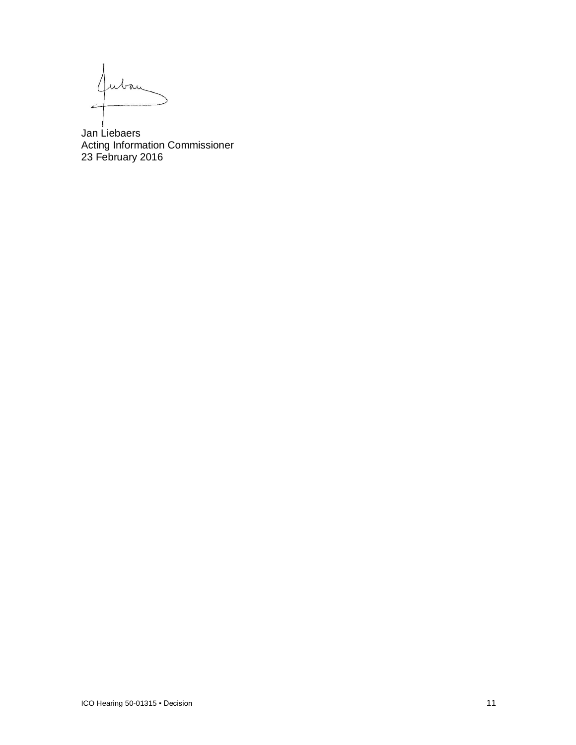Jan Liebaers
Acting Information Commissioner
23 February 2016